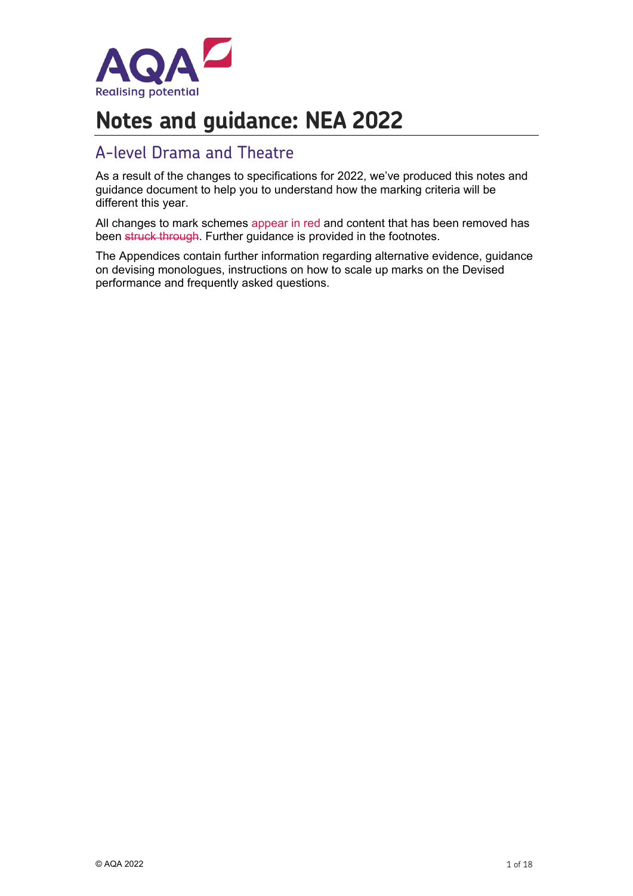# Notes and guidance: NEA 2022

## A-level Drama and Theatre

As a result of the changes to specifications for 2022, we've produced this notes and guidance document to help you to understand how the marking criteria will be different this year.

All changes to mark schemes appear in red and content that has been removed has been ~~struck through~~. Further guidance is provided in the footnotes.

The Appendices contain further information regarding alternative evidence, guidance on devising monologues, instructions on how to scale up marks on the Devised performance and frequently asked questions.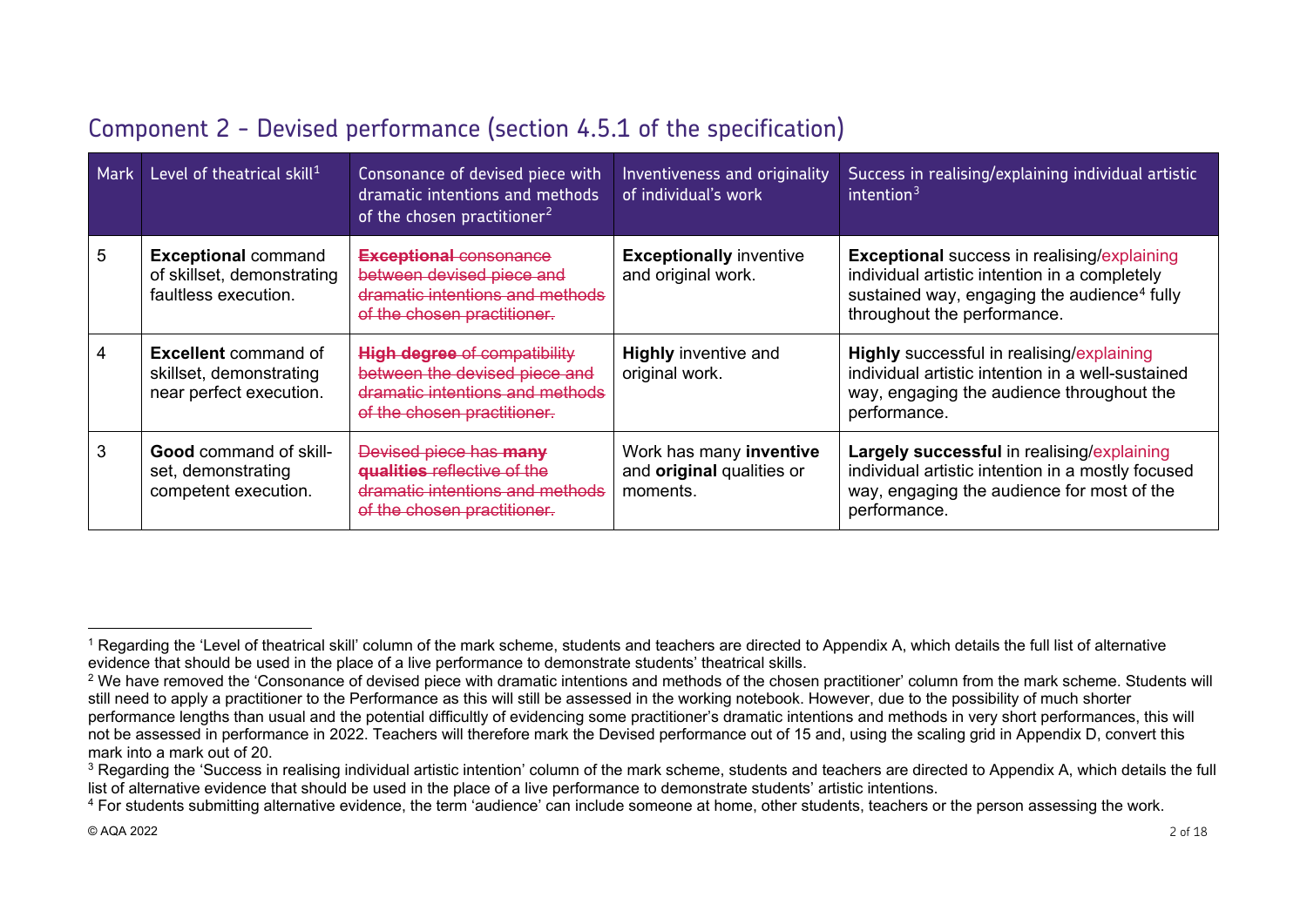## Component 2 - Devised performance (section 4.5.1 of the specification)

| Mark | Level of theatrical skill[1] | Consonance of devised piece with dramatic intentions and methods of the chosen practitioner[2] | Inventiveness and originality of individual's work | Success in realising/explaining individual artistic intention[3] |
|---|---|---|---|---|
| 5 | **Exceptional** command of skillset, demonstrating faultless execution. | ~~**Exceptional** consonance between devised piece and dramatic intentions and methods of the chosen practitioner.~~ | **Exceptionally** inventive and original work. | **Exceptional** success in realising/explaining individual artistic intention in a completely sustained way, engaging the audience[4] fully throughout the performance. |
| 4 | **Excellent** command of skillset, demonstrating near perfect execution. | ~~**High degree** of compatibility between the devised piece and dramatic intentions and methods of the chosen practitioner.~~ | **Highly** inventive and original work. | **Highly** successful in realising/explaining individual artistic intention in a well-sustained way, engaging the audience throughout the performance. |
| 3 | **Good** command of skill-set, demonstrating competent execution. | ~~Devised piece has **many qualities** reflective of the dramatic intentions and methods of the chosen practitioner.~~ | Work has many **inventive** and **original** qualities or moments. | **Largely successful** in realising/explaining individual artistic intention in a mostly focused way, engaging the audience for most of the performance. |

[1] Regarding the 'Level of theatrical skill' column of the mark scheme, students and teachers are directed to Appendix A, which details the full list of alternative evidence that should be used in the place of a live performance to demonstrate students' theatrical skills.

[2] We have removed the 'Consonance of devised piece with dramatic intentions and methods of the chosen practitioner' column from the mark scheme. Students will still need to apply a practitioner to the Performance as this will still be assessed in the working notebook. However, due to the possibility of much shorter performance lengths than usual and the potential difficultly of evidencing some practitioner's dramatic intentions and methods in very short performances, this will not be assessed in performance in 2022. Teachers will therefore mark the Devised performance out of 15 and, using the scaling grid in Appendix D, convert this mark into a mark out of 20.

[3] Regarding the 'Success in realising individual artistic intention' column of the mark scheme, students and teachers are directed to Appendix A, which details the full list of alternative evidence that should be used in the place of a live performance to demonstrate students' artistic intentions.

[4] For students submitting alternative evidence, the term 'audience' can include someone at home, other students, teachers or the person assessing the work.

© AQA 2022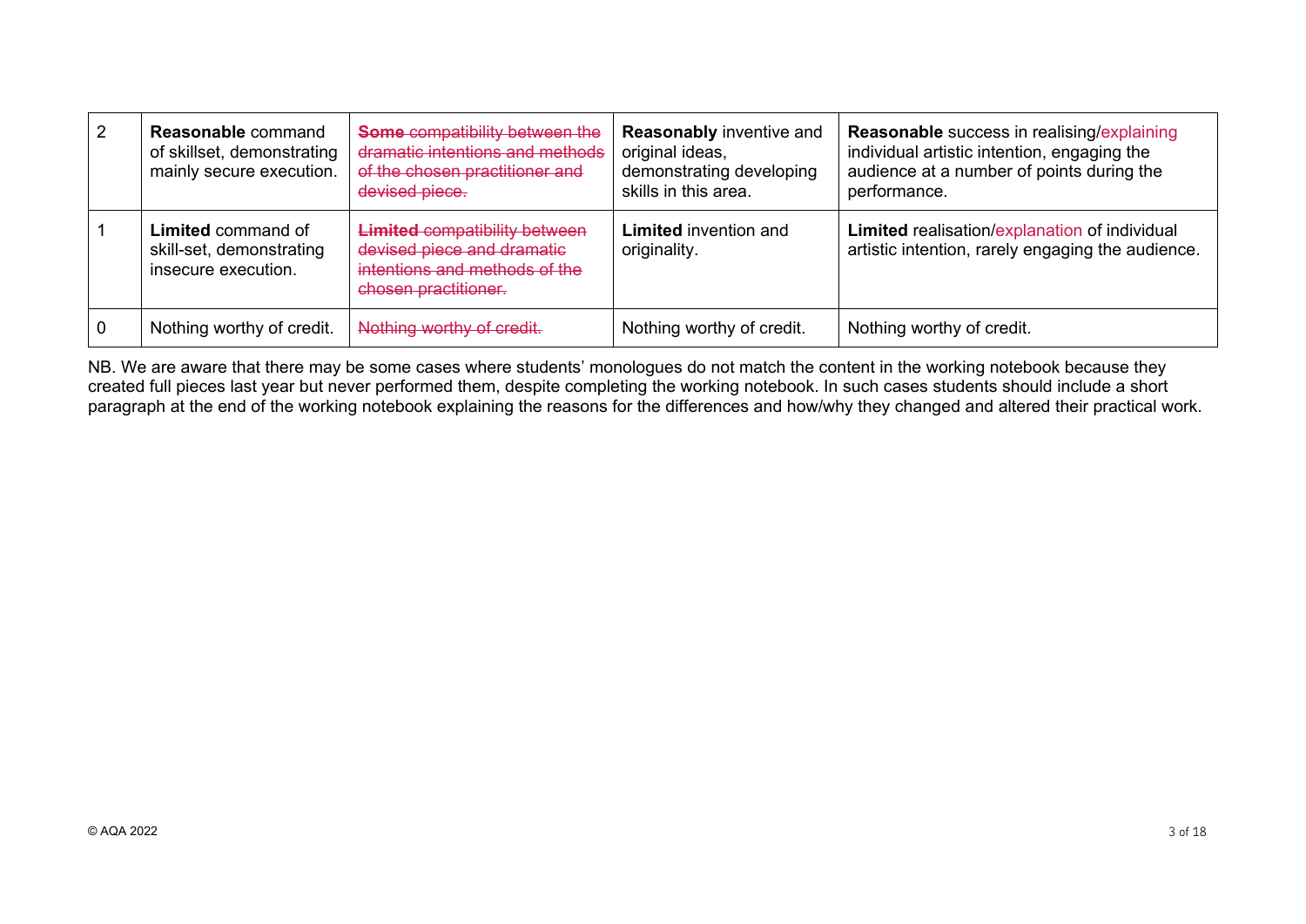| 2 | **Reasonable** command of skillset, demonstrating mainly secure execution. | ~~**Some** compatibility between the dramatic intentions and methods of the chosen practitioner and devised piece.~~ | **Reasonably** inventive and original ideas, demonstrating developing skills in this area. | **Reasonable** success in realising/explaining individual artistic intention, engaging the audience at a number of points during the performance. |
|---|---|---|---|---|
| 1 | **Limited** command of skill-set, demonstrating insecure execution. | ~~**Limited** compatibility between devised piece and dramatic intentions and methods of the chosen practitioner.~~ | **Limited** invention and originality. | **Limited** realisation/explanation of individual artistic intention, rarely engaging the audience. |
| 0 | Nothing worthy of credit. | ~~Nothing worthy of credit.~~ | Nothing worthy of credit. | Nothing worthy of credit. |

NB. We are aware that there may be some cases where students' monologues do not match the content in the working notebook because they created full pieces last year but never performed them, despite completing the working notebook. In such cases students should include a short paragraph at the end of the working notebook explaining the reasons for the differences and how/why they changed and altered their practical work.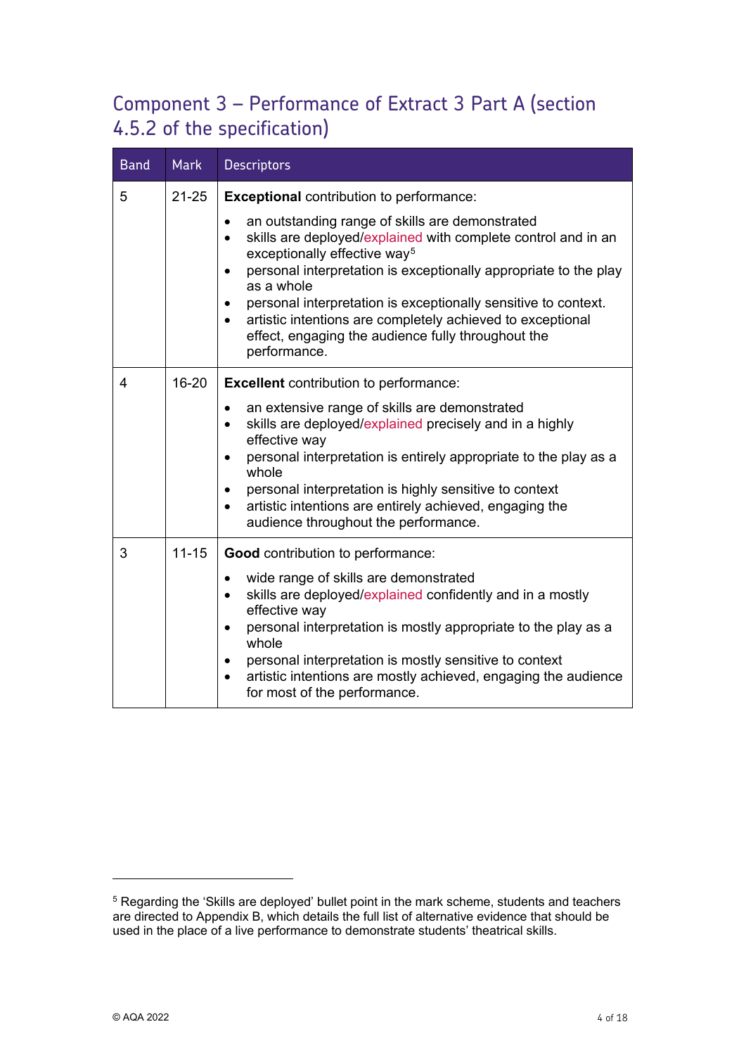## Component 3 – Performance of Extract 3 Part A (section 4.5.2 of the specification)

| Band | Mark | Descriptors |
|---|---|---|
| 5 | 21-25 | **Exceptional** contribution to performance:<br>• an outstanding range of skills are demonstrated<br>• skills are deployed/explained with complete control and in an exceptionally effective way[5]<br>• personal interpretation is exceptionally appropriate to the play as a whole<br>• personal interpretation is exceptionally sensitive to context.<br>• artistic intentions are completely achieved to exceptional effect, engaging the audience fully throughout the performance. |
| 4 | 16-20 | **Excellent** contribution to performance:<br>• an extensive range of skills are demonstrated<br>• skills are deployed/explained precisely and in a highly effective way<br>• personal interpretation is entirely appropriate to the play as a whole<br>• personal interpretation is highly sensitive to context<br>• artistic intentions are entirely achieved, engaging the audience throughout the performance. |
| 3 | 11-15 | **Good** contribution to performance:<br>• wide range of skills are demonstrated<br>• skills are deployed/explained confidently and in a mostly effective way<br>• personal interpretation is mostly appropriate to the play as a whole<br>• personal interpretation is mostly sensitive to context<br>• artistic intentions are mostly achieved, engaging the audience for most of the performance. |

[5] Regarding the 'Skills are deployed' bullet point in the mark scheme, students and teachers are directed to Appendix B, which details the full list of alternative evidence that should be used in the place of a live performance to demonstrate students' theatrical skills.

© AQA 2022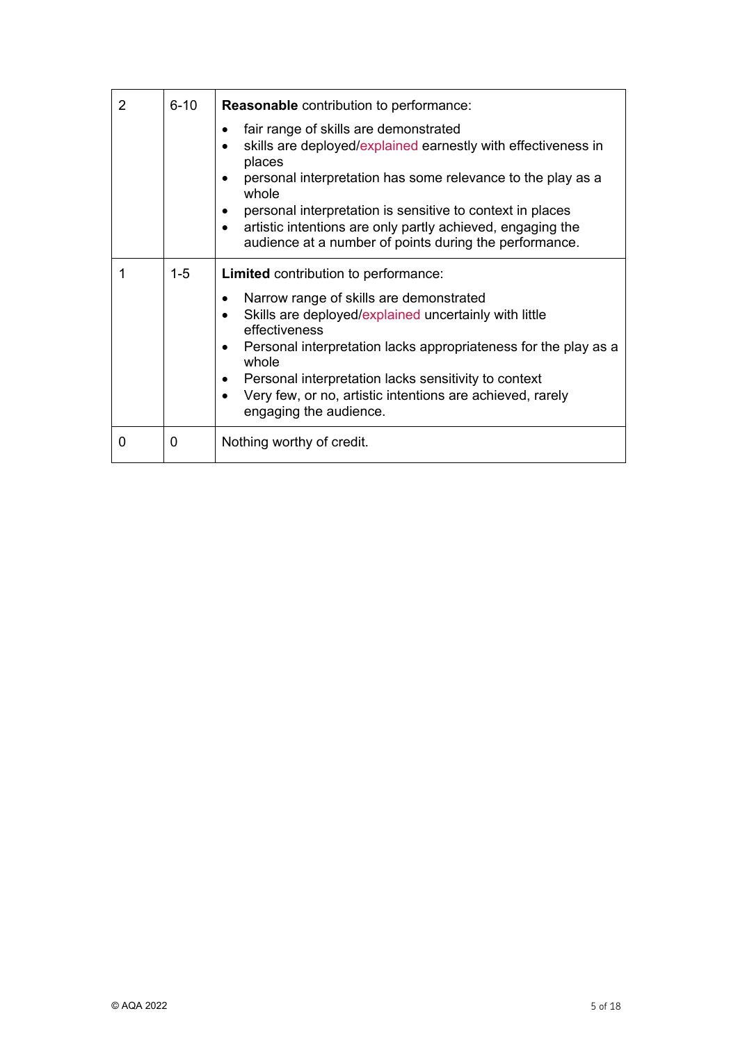| 2 | 6-10 | **Reasonable** contribution to performance:<br>• fair range of skills are demonstrated<br>• skills are deployed/explained earnestly with effectiveness in places<br>• personal interpretation has some relevance to the play as a whole<br>• personal interpretation is sensitive to context in places<br>• artistic intentions are only partly achieved, engaging the audience at a number of points during the performance. |
|---|---|---|
| 1 | 1-5 | **Limited** contribution to performance:<br>• Narrow range of skills are demonstrated<br>• Skills are deployed/explained uncertainly with little effectiveness<br>• Personal interpretation lacks appropriateness for the play as a whole<br>• Personal interpretation lacks sensitivity to context<br>• Very few, or no, artistic intentions are achieved, rarely engaging the audience. |
| 0 | 0 | Nothing worthy of credit. |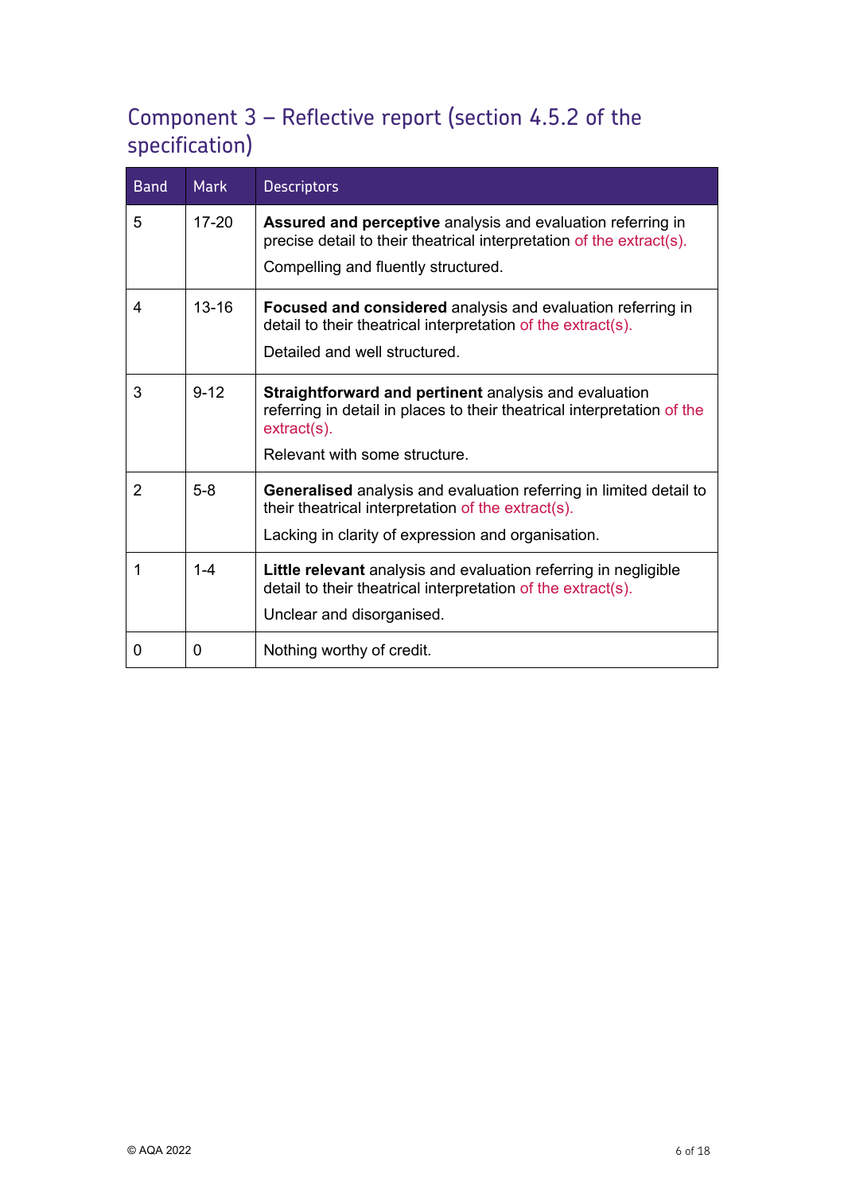## Component 3 – Reflective report (section 4.5.2 of the specification)

| Band | Mark | Descriptors |
|---|---|---|
| 5 | 17-20 | **Assured and perceptive** analysis and evaluation referring in precise detail to their theatrical interpretation of the extract(s).<br><br>Compelling and fluently structured. |
| 4 | 13-16 | **Focused and considered** analysis and evaluation referring in detail to their theatrical interpretation of the extract(s).<br><br>Detailed and well structured. |
| 3 | 9-12 | **Straightforward and pertinent** analysis and evaluation referring in detail in places to their theatrical interpretation of the extract(s).<br><br>Relevant with some structure. |
| 2 | 5-8 | **Generalised** analysis and evaluation referring in limited detail to their theatrical interpretation of the extract(s).<br><br>Lacking in clarity of expression and organisation. |
| 1 | 1-4 | **Little relevant** analysis and evaluation referring in negligible detail to their theatrical interpretation of the extract(s).<br><br>Unclear and disorganised. |
| 0 | 0 | Nothing worthy of credit. |

© AQA 2022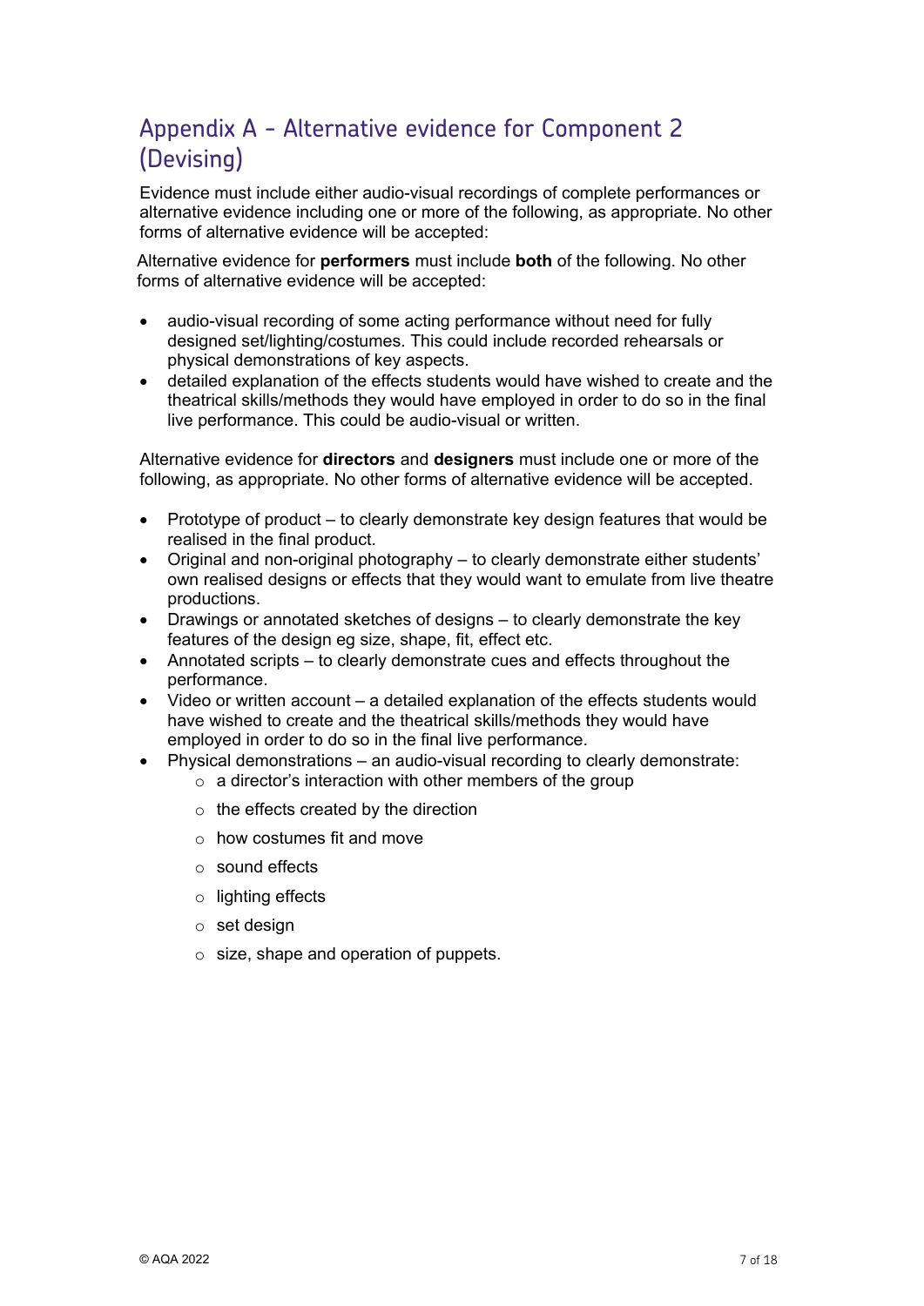## Appendix A - Alternative evidence for Component 2 (Devising)

Evidence must include either audio-visual recordings of complete performances or alternative evidence including one or more of the following, as appropriate. No other forms of alternative evidence will be accepted:

Alternative evidence for **performers** must include **both** of the following. No other forms of alternative evidence will be accepted:

- audio-visual recording of some acting performance without need for fully designed set/lighting/costumes. This could include recorded rehearsals or physical demonstrations of key aspects.
- detailed explanation of the effects students would have wished to create and the theatrical skills/methods they would have employed in order to do so in the final live performance. This could be audio-visual or written.

Alternative evidence for **directors** and **designers** must include one or more of the following, as appropriate. No other forms of alternative evidence will be accepted.

- Prototype of product – to clearly demonstrate key design features that would be realised in the final product.
- Original and non-original photography – to clearly demonstrate either students' own realised designs or effects that they would want to emulate from live theatre productions.
- Drawings or annotated sketches of designs – to clearly demonstrate the key features of the design eg size, shape, fit, effect etc.
- Annotated scripts – to clearly demonstrate cues and effects throughout the performance.
- Video or written account – a detailed explanation of the effects students would have wished to create and the theatrical skills/methods they would have employed in order to do so in the final live performance.
- Physical demonstrations – an audio-visual recording to clearly demonstrate:
  - a director's interaction with other members of the group
  - the effects created by the direction
  - how costumes fit and move
  - sound effects
  - lighting effects
  - set design
  - size, shape and operation of puppets.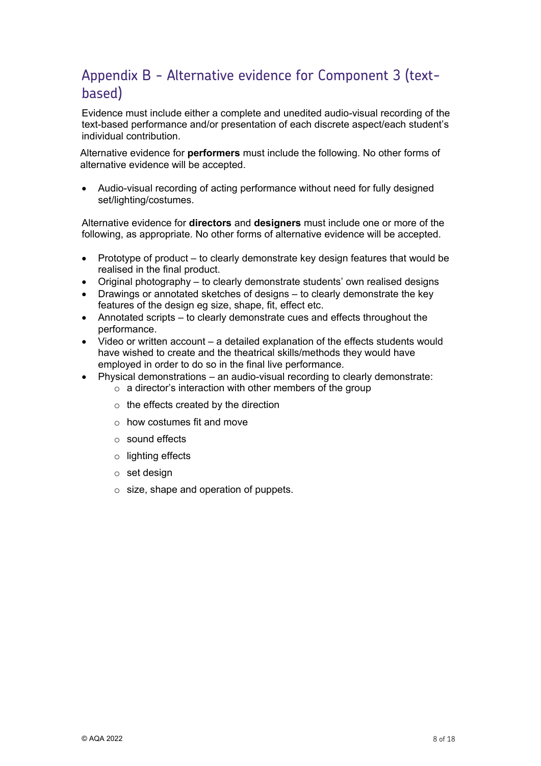## Appendix B - Alternative evidence for Component 3 (text-based)

Evidence must include either a complete and unedited audio-visual recording of the text-based performance and/or presentation of each discrete aspect/each student's individual contribution.

Alternative evidence for **performers** must include the following. No other forms of alternative evidence will be accepted.

- Audio-visual recording of acting performance without need for fully designed set/lighting/costumes.

Alternative evidence for **directors** and **designers** must include one or more of the following, as appropriate. No other forms of alternative evidence will be accepted.

- Prototype of product – to clearly demonstrate key design features that would be realised in the final product.
- Original photography – to clearly demonstrate students' own realised designs
- Drawings or annotated sketches of designs – to clearly demonstrate the key features of the design eg size, shape, fit, effect etc.
- Annotated scripts – to clearly demonstrate cues and effects throughout the performance.
- Video or written account – a detailed explanation of the effects students would have wished to create and the theatrical skills/methods they would have employed in order to do so in the final live performance.
- Physical demonstrations – an audio-visual recording to clearly demonstrate:
  - a director's interaction with other members of the group
  - the effects created by the direction
  - how costumes fit and move
  - sound effects
  - lighting effects
  - set design
  - size, shape and operation of puppets.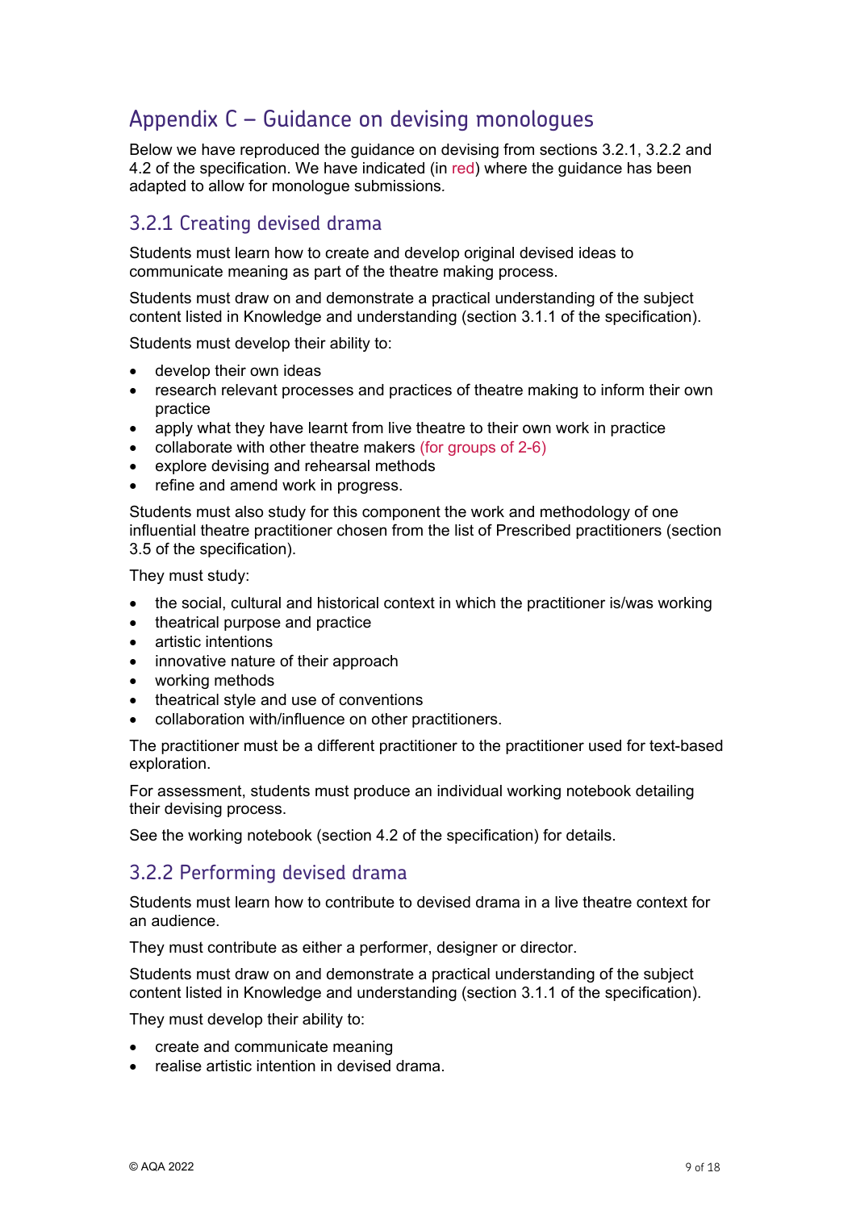# Appendix C – Guidance on devising monologues

Below we have reproduced the guidance on devising from sections 3.2.1, 3.2.2 and 4.2 of the specification. We have indicated (in red) where the guidance has been adapted to allow for monologue submissions.

## 3.2.1 Creating devised drama

Students must learn how to create and develop original devised ideas to communicate meaning as part of the theatre making process.

Students must draw on and demonstrate a practical understanding of the subject content listed in Knowledge and understanding (section 3.1.1 of the specification).

Students must develop their ability to:

- develop their own ideas
- research relevant processes and practices of theatre making to inform their own practice
- apply what they have learnt from live theatre to their own work in practice
- collaborate with other theatre makers (for groups of 2-6)
- explore devising and rehearsal methods
- refine and amend work in progress.

Students must also study for this component the work and methodology of one influential theatre practitioner chosen from the list of Prescribed practitioners (section 3.5 of the specification).

They must study:

- the social, cultural and historical context in which the practitioner is/was working
- theatrical purpose and practice
- artistic intentions
- innovative nature of their approach
- working methods
- theatrical style and use of conventions
- collaboration with/influence on other practitioners.

The practitioner must be a different practitioner to the practitioner used for text-based exploration.

For assessment, students must produce an individual working notebook detailing their devising process.

See the working notebook (section 4.2 of the specification) for details.

## 3.2.2 Performing devised drama

Students must learn how to contribute to devised drama in a live theatre context for an audience.

They must contribute as either a performer, designer or director.

Students must draw on and demonstrate a practical understanding of the subject content listed in Knowledge and understanding (section 3.1.1 of the specification).

They must develop their ability to:

- create and communicate meaning
- realise artistic intention in devised drama.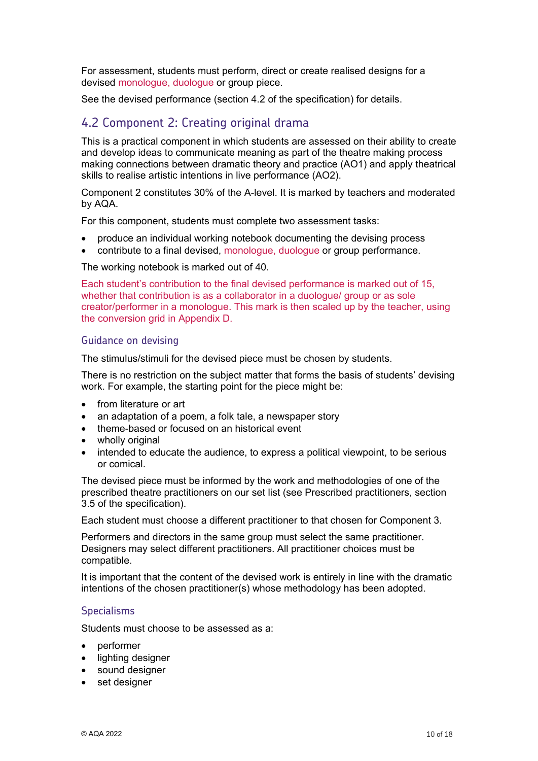For assessment, students must perform, direct or create realised designs for a devised monologue, duologue or group piece.

See the devised performance (section 4.2 of the specification) for details.

## 4.2 Component 2: Creating original drama

This is a practical component in which students are assessed on their ability to create and develop ideas to communicate meaning as part of the theatre making process making connections between dramatic theory and practice (AO1) and apply theatrical skills to realise artistic intentions in live performance (AO2).

Component 2 constitutes 30% of the A-level. It is marked by teachers and moderated by AQA.

For this component, students must complete two assessment tasks:

- produce an individual working notebook documenting the devising process
- contribute to a final devised, monologue, duologue or group performance.

The working notebook is marked out of 40.

Each student's contribution to the final devised performance is marked out of 15, whether that contribution is as a collaborator in a duologue/ group or as sole creator/performer in a monologue. This mark is then scaled up by the teacher, using the conversion grid in Appendix D.

### Guidance on devising

The stimulus/stimuli for the devised piece must be chosen by students.

There is no restriction on the subject matter that forms the basis of students' devising work. For example, the starting point for the piece might be:

- from literature or art
- an adaptation of a poem, a folk tale, a newspaper story
- theme-based or focused on an historical event
- wholly original
- intended to educate the audience, to express a political viewpoint, to be serious or comical.

The devised piece must be informed by the work and methodologies of one of the prescribed theatre practitioners on our set list (see Prescribed practitioners, section 3.5 of the specification).

Each student must choose a different practitioner to that chosen for Component 3.

Performers and directors in the same group must select the same practitioner. Designers may select different practitioners. All practitioner choices must be compatible.

It is important that the content of the devised work is entirely in line with the dramatic intentions of the chosen practitioner(s) whose methodology has been adopted.

### Specialisms

Students must choose to be assessed as a:

- performer
- lighting designer
- sound designer
- set designer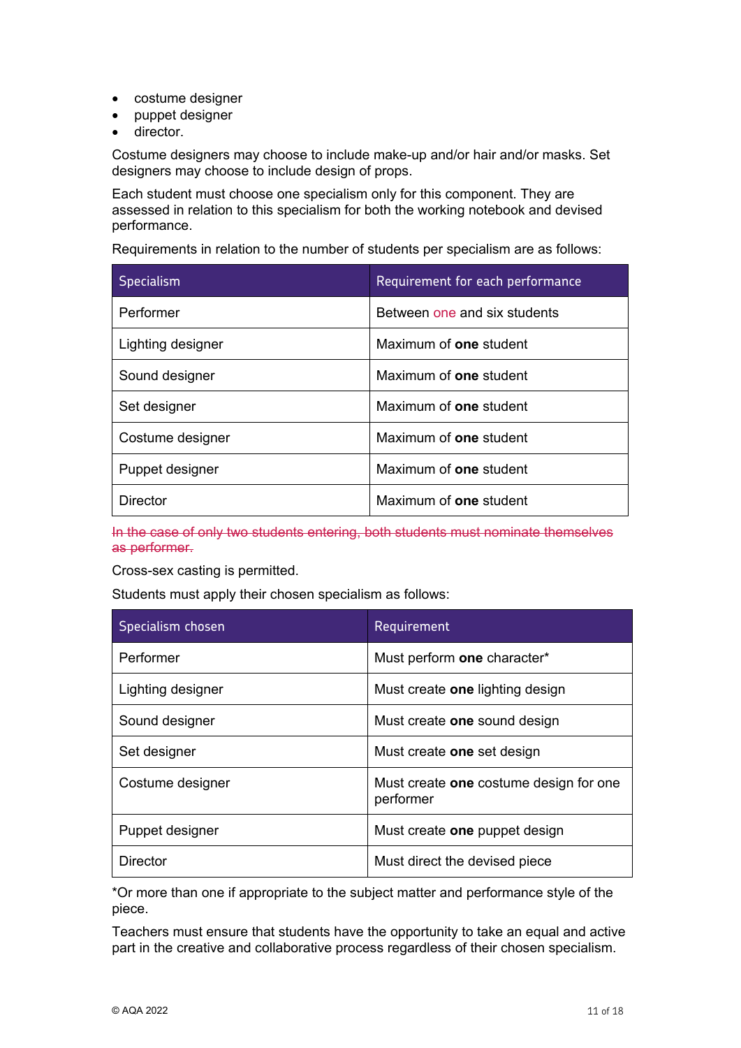- costume designer
- puppet designer
- director.

Costume designers may choose to include make-up and/or hair and/or masks. Set designers may choose to include design of props.

Each student must choose one specialism only for this component. They are assessed in relation to this specialism for both the working notebook and devised performance.

Requirements in relation to the number of students per specialism are as follows:

| Specialism | Requirement for each performance |
|---|---|
| Performer | Between one and six students |
| Lighting designer | Maximum of **one** student |
| Sound designer | Maximum of **one** student |
| Set designer | Maximum of **one** student |
| Costume designer | Maximum of **one** student |
| Puppet designer | Maximum of **one** student |
| Director | Maximum of **one** student |

~~In the case of only two students entering, both students must nominate themselves as performer.~~

Cross-sex casting is permitted.

Students must apply their chosen specialism as follows:

| Specialism chosen | Requirement |
|---|---|
| Performer | Must perform **one** character* |
| Lighting designer | Must create **one** lighting design |
| Sound designer | Must create **one** sound design |
| Set designer | Must create **one** set design |
| Costume designer | Must create **one** costume design for one performer |
| Puppet designer | Must create **one** puppet design |
| Director | Must direct the devised piece |

*Or more than one if appropriate to the subject matter and performance style of the piece.

Teachers must ensure that students have the opportunity to take an equal and active part in the creative and collaborative process regardless of their chosen specialism.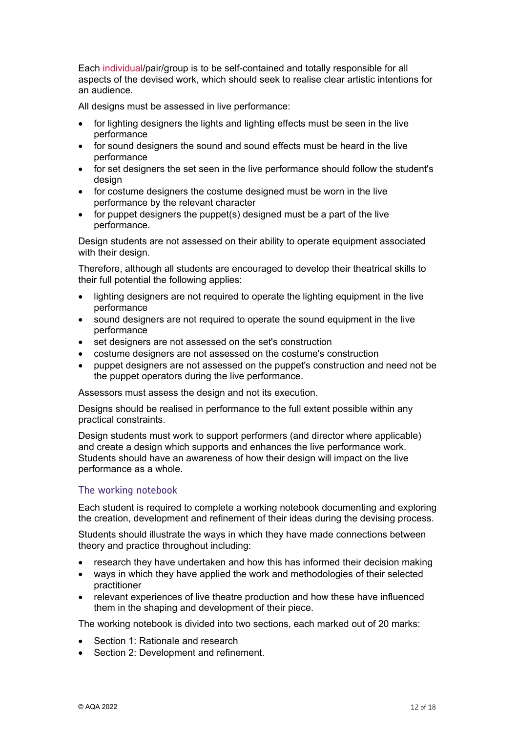Each individual/pair/group is to be self-contained and totally responsible for all aspects of the devised work, which should seek to realise clear artistic intentions for an audience.

All designs must be assessed in live performance:

- for lighting designers the lights and lighting effects must be seen in the live performance
- for sound designers the sound and sound effects must be heard in the live performance
- for set designers the set seen in the live performance should follow the student's design
- for costume designers the costume designed must be worn in the live performance by the relevant character
- for puppet designers the puppet(s) designed must be a part of the live performance.

Design students are not assessed on their ability to operate equipment associated with their design.

Therefore, although all students are encouraged to develop their theatrical skills to their full potential the following applies:

- lighting designers are not required to operate the lighting equipment in the live performance
- sound designers are not required to operate the sound equipment in the live performance
- set designers are not assessed on the set's construction
- costume designers are not assessed on the costume's construction
- puppet designers are not assessed on the puppet's construction and need not be the puppet operators during the live performance.

Assessors must assess the design and not its execution.

Designs should be realised in performance to the full extent possible within any practical constraints.

Design students must work to support performers (and director where applicable) and create a design which supports and enhances the live performance work. Students should have an awareness of how their design will impact on the live performance as a whole.

### The working notebook

Each student is required to complete a working notebook documenting and exploring the creation, development and refinement of their ideas during the devising process.

Students should illustrate the ways in which they have made connections between theory and practice throughout including:

- research they have undertaken and how this has informed their decision making
- ways in which they have applied the work and methodologies of their selected practitioner
- relevant experiences of live theatre production and how these have influenced them in the shaping and development of their piece.

The working notebook is divided into two sections, each marked out of 20 marks:

- Section 1: Rationale and research
- Section 2: Development and refinement.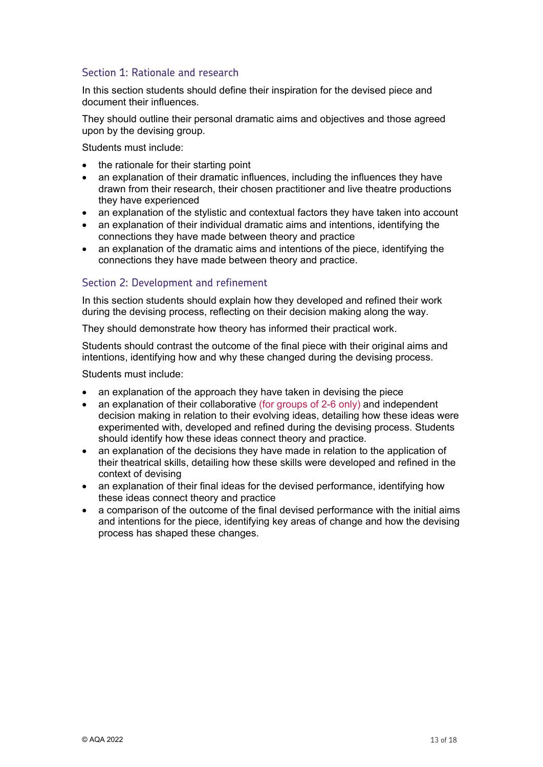## Section 1: Rationale and research

In this section students should define their inspiration for the devised piece and document their influences.

They should outline their personal dramatic aims and objectives and those agreed upon by the devising group.

Students must include:

- the rationale for their starting point
- an explanation of their dramatic influences, including the influences they have drawn from their research, their chosen practitioner and live theatre productions they have experienced
- an explanation of the stylistic and contextual factors they have taken into account
- an explanation of their individual dramatic aims and intentions, identifying the connections they have made between theory and practice
- an explanation of the dramatic aims and intentions of the piece, identifying the connections they have made between theory and practice.

## Section 2: Development and refinement

In this section students should explain how they developed and refined their work during the devising process, reflecting on their decision making along the way.

They should demonstrate how theory has informed their practical work.

Students should contrast the outcome of the final piece with their original aims and intentions, identifying how and why these changed during the devising process.

Students must include:

- an explanation of the approach they have taken in devising the piece
- an explanation of their collaborative (for groups of 2-6 only) and independent decision making in relation to their evolving ideas, detailing how these ideas were experimented with, developed and refined during the devising process. Students should identify how these ideas connect theory and practice.
- an explanation of the decisions they have made in relation to the application of their theatrical skills, detailing how these skills were developed and refined in the context of devising
- an explanation of their final ideas for the devised performance, identifying how these ideas connect theory and practice
- a comparison of the outcome of the final devised performance with the initial aims and intentions for the piece, identifying key areas of change and how the devising process has shaped these changes.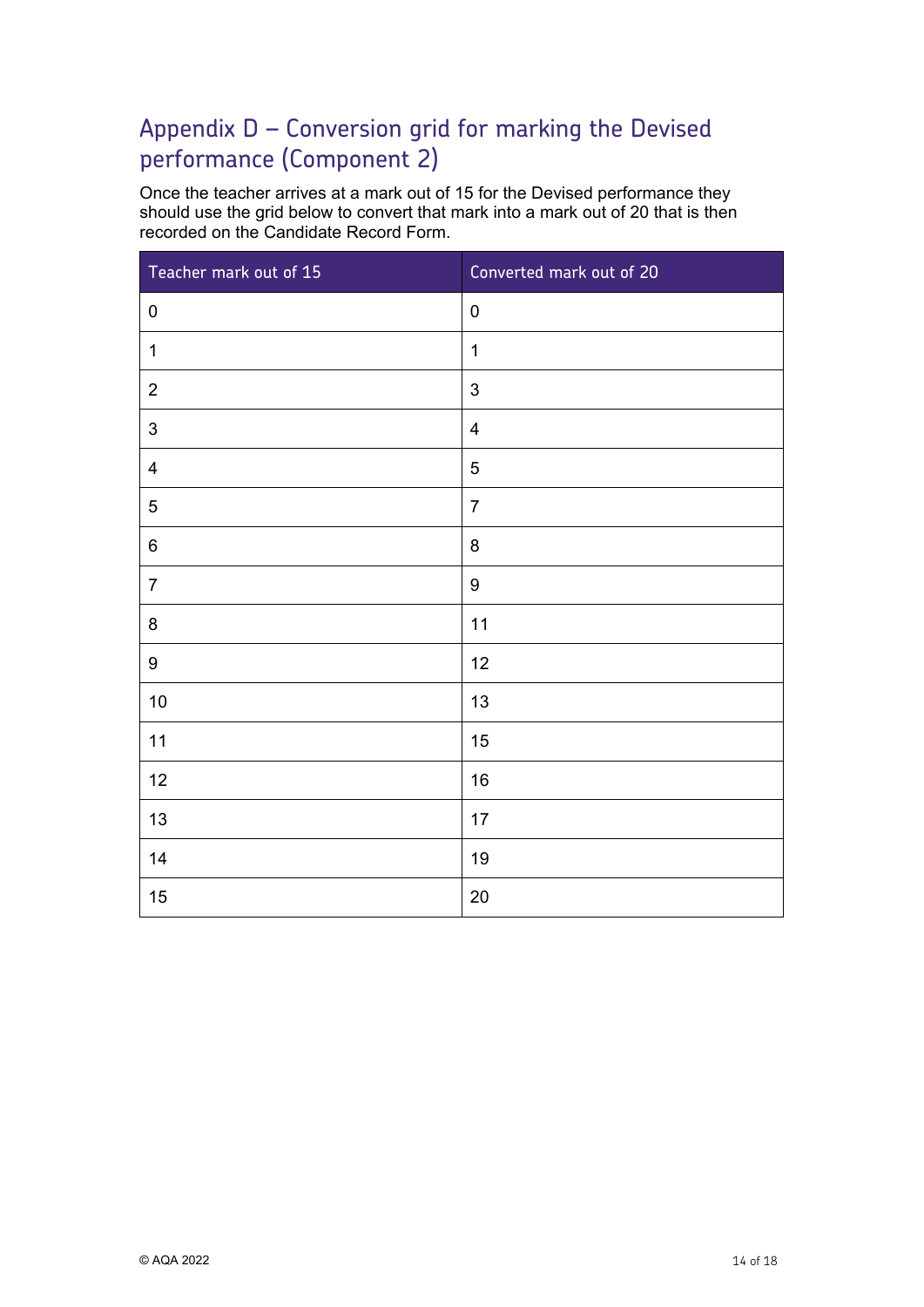## Appendix D – Conversion grid for marking the Devised performance (Component 2)

Once the teacher arrives at a mark out of 15 for the Devised performance they should use the grid below to convert that mark into a mark out of 20 that is then recorded on the Candidate Record Form.

| Teacher mark out of 15 | Converted mark out of 20 |
|---|---|
| 0 | 0 |
| 1 | 1 |
| 2 | 3 |
| 3 | 4 |
| 4 | 5 |
| 5 | 7 |
| 6 | 8 |
| 7 | 9 |
| 8 | 11 |
| 9 | 12 |
| 10 | 13 |
| 11 | 15 |
| 12 | 16 |
| 13 | 17 |
| 14 | 19 |
| 15 | 20 |

© AQA 2022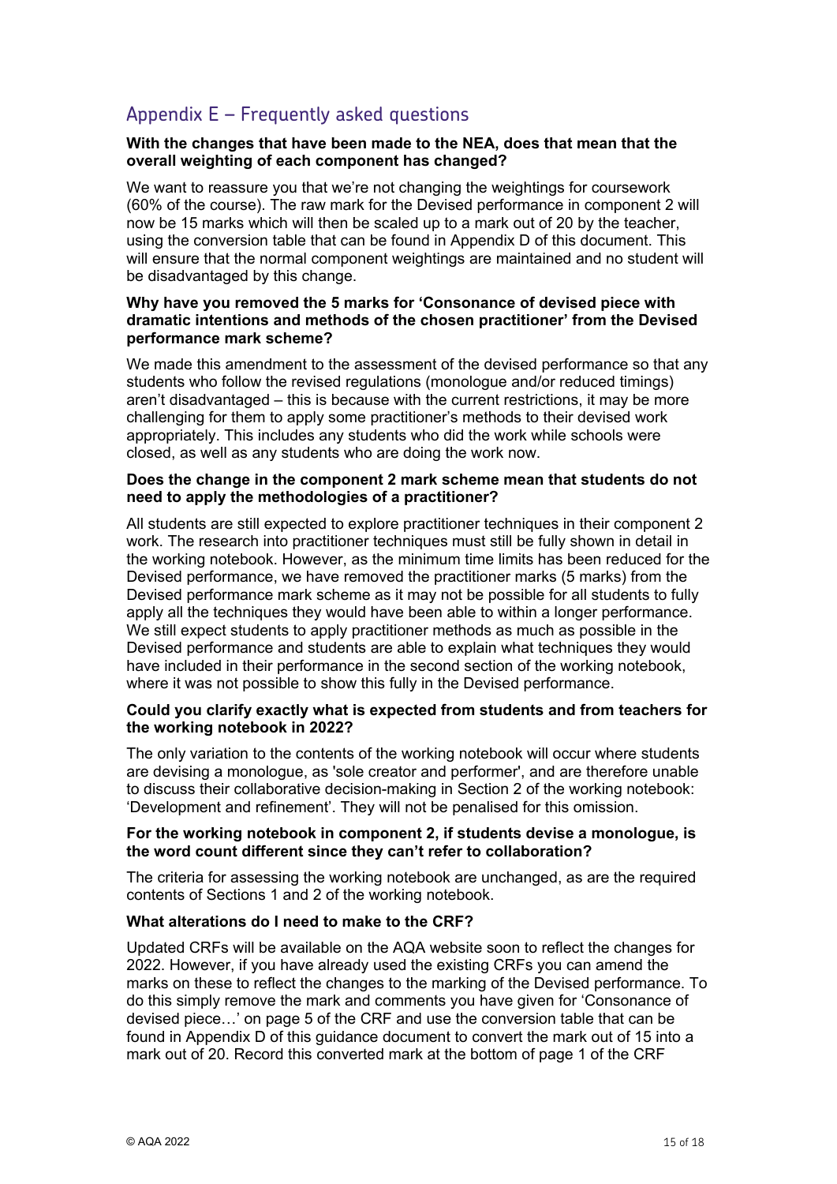## Appendix E – Frequently asked questions

**With the changes that have been made to the NEA, does that mean that the overall weighting of each component has changed?**

We want to reassure you that we're not changing the weightings for coursework (60% of the course). The raw mark for the Devised performance in component 2 will now be 15 marks which will then be scaled up to a mark out of 20 by the teacher, using the conversion table that can be found in Appendix D of this document. This will ensure that the normal component weightings are maintained and no student will be disadvantaged by this change.

**Why have you removed the 5 marks for 'Consonance of devised piece with dramatic intentions and methods of the chosen practitioner' from the Devised performance mark scheme?**

We made this amendment to the assessment of the devised performance so that any students who follow the revised regulations (monologue and/or reduced timings) aren't disadvantaged – this is because with the current restrictions, it may be more challenging for them to apply some practitioner's methods to their devised work appropriately. This includes any students who did the work while schools were closed, as well as any students who are doing the work now.

**Does the change in the component 2 mark scheme mean that students do not need to apply the methodologies of a practitioner?**

All students are still expected to explore practitioner techniques in their component 2 work. The research into practitioner techniques must still be fully shown in detail in the working notebook. However, as the minimum time limits has been reduced for the Devised performance, we have removed the practitioner marks (5 marks) from the Devised performance mark scheme as it may not be possible for all students to fully apply all the techniques they would have been able to within a longer performance. We still expect students to apply practitioner methods as much as possible in the Devised performance and students are able to explain what techniques they would have included in their performance in the second section of the working notebook, where it was not possible to show this fully in the Devised performance.

**Could you clarify exactly what is expected from students and from teachers for the working notebook in 2022?**

The only variation to the contents of the working notebook will occur where students are devising a monologue, as 'sole creator and performer', and are therefore unable to discuss their collaborative decision-making in Section 2 of the working notebook: 'Development and refinement'. They will not be penalised for this omission.

**For the working notebook in component 2, if students devise a monologue, is the word count different since they can't refer to collaboration?**

The criteria for assessing the working notebook are unchanged, as are the required contents of Sections 1 and 2 of the working notebook.

**What alterations do I need to make to the CRF?**

Updated CRFs will be available on the AQA website soon to reflect the changes for 2022. However, if you have already used the existing CRFs you can amend the marks on these to reflect the changes to the marking of the Devised performance. To do this simply remove the mark and comments you have given for 'Consonance of devised piece…' on page 5 of the CRF and use the conversion table that can be found in Appendix D of this guidance document to convert the mark out of 15 into a mark out of 20. Record this converted mark at the bottom of page 1 of the CRF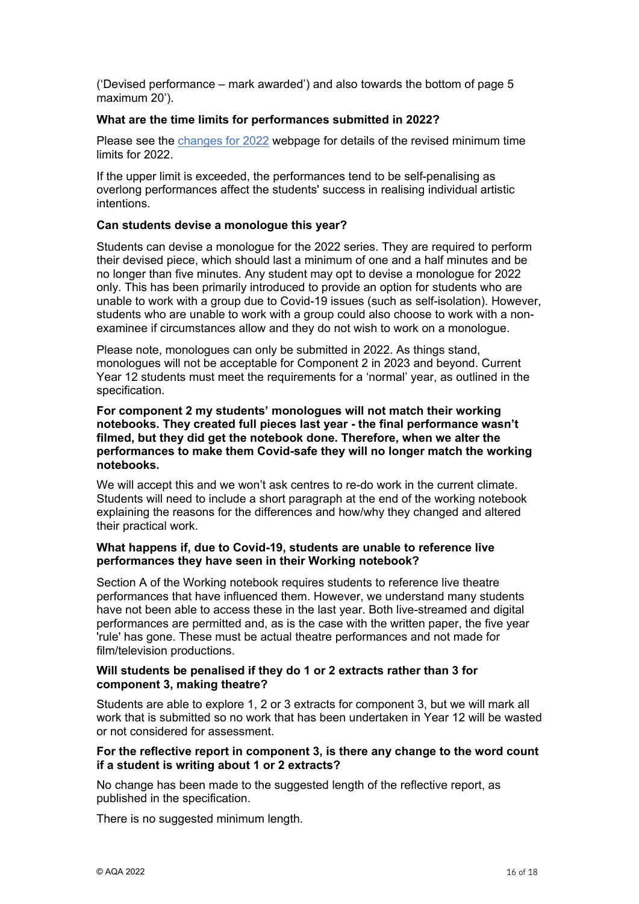('Devised performance – mark awarded') and also towards the bottom of page 5 maximum 20').

**What are the time limits for performances submitted in 2022?**

Please see the [changes for 2022]() webpage for details of the revised minimum time limits for 2022.

If the upper limit is exceeded, the performances tend to be self-penalising as overlong performances affect the students' success in realising individual artistic intentions.

**Can students devise a monologue this year?**

Students can devise a monologue for the 2022 series. They are required to perform their devised piece, which should last a minimum of one and a half minutes and be no longer than five minutes. Any student may opt to devise a monologue for 2022 only. This has been primarily introduced to provide an option for students who are unable to work with a group due to Covid-19 issues (such as self-isolation). However, students who are unable to work with a group could also choose to work with a non-examinee if circumstances allow and they do not wish to work on a monologue.

Please note, monologues can only be submitted in 2022. As things stand, monologues will not be acceptable for Component 2 in 2023 and beyond. Current Year 12 students must meet the requirements for a 'normal' year, as outlined in the specification.

**For component 2 my students' monologues will not match their working notebooks. They created full pieces last year - the final performance wasn't filmed, but they did get the notebook done. Therefore, when we alter the performances to make them Covid-safe they will no longer match the working notebooks.**

We will accept this and we won't ask centres to re-do work in the current climate. Students will need to include a short paragraph at the end of the working notebook explaining the reasons for the differences and how/why they changed and altered their practical work.

**What happens if, due to Covid-19, students are unable to reference live performances they have seen in their Working notebook?**

Section A of the Working notebook requires students to reference live theatre performances that have influenced them. However, we understand many students have not been able to access these in the last year. Both live-streamed and digital performances are permitted and, as is the case with the written paper, the five year 'rule' has gone. These must be actual theatre performances and not made for film/television productions.

**Will students be penalised if they do 1 or 2 extracts rather than 3 for component 3, making theatre?**

Students are able to explore 1, 2 or 3 extracts for component 3, but we will mark all work that is submitted so no work that has been undertaken in Year 12 will be wasted or not considered for assessment.

**For the reflective report in component 3, is there any change to the word count if a student is writing about 1 or 2 extracts?**

No change has been made to the suggested length of the reflective report, as published in the specification.

There is no suggested minimum length.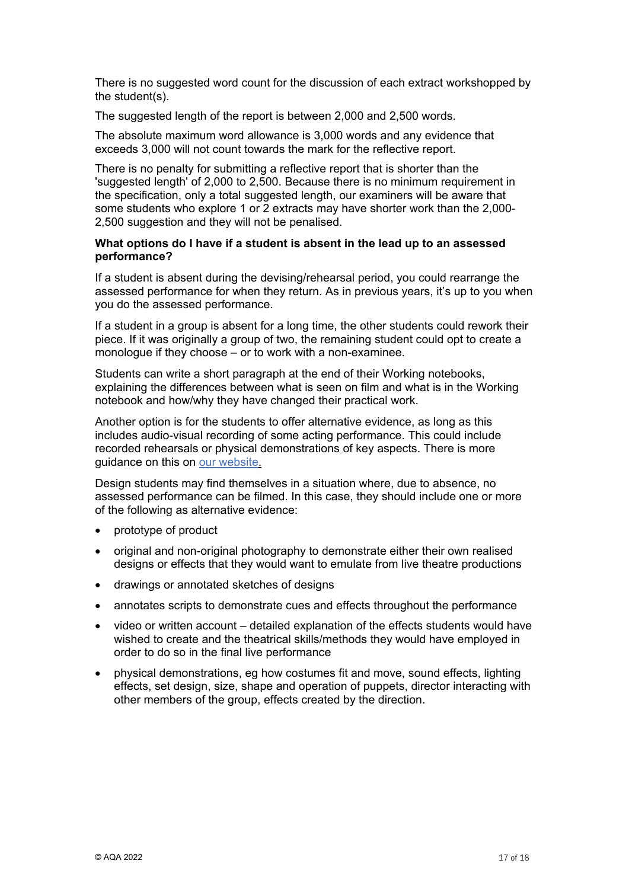There is no suggested word count for the discussion of each extract workshopped by the student(s).

The suggested length of the report is between 2,000 and 2,500 words.

The absolute maximum word allowance is 3,000 words and any evidence that exceeds 3,000 will not count towards the mark for the reflective report.

There is no penalty for submitting a reflective report that is shorter than the 'suggested length' of 2,000 to 2,500. Because there is no minimum requirement in the specification, only a total suggested length, our examiners will be aware that some students who explore 1 or 2 extracts may have shorter work than the 2,000-2,500 suggestion and they will not be penalised.

**What options do I have if a student is absent in the lead up to an assessed performance?**

If a student is absent during the devising/rehearsal period, you could rearrange the assessed performance for when they return. As in previous years, it's up to you when you do the assessed performance.

If a student in a group is absent for a long time, the other students could rework their piece. If it was originally a group of two, the remaining student could opt to create a monologue if they choose – or to work with a non-examinee.

Students can write a short paragraph at the end of their Working notebooks, explaining the differences between what is seen on film and what is in the Working notebook and how/why they have changed their practical work.

Another option is for the students to offer alternative evidence, as long as this includes audio-visual recording of some acting performance. This could include recorded rehearsals or physical demonstrations of key aspects. There is more guidance on this on our website.

Design students may find themselves in a situation where, due to absence, no assessed performance can be filmed. In this case, they should include one or more of the following as alternative evidence:

- prototype of product
- original and non-original photography to demonstrate either their own realised designs or effects that they would want to emulate from live theatre productions
- drawings or annotated sketches of designs
- annotates scripts to demonstrate cues and effects throughout the performance
- video or written account – detailed explanation of the effects students would have wished to create and the theatrical skills/methods they would have employed in order to do so in the final live performance
- physical demonstrations, eg how costumes fit and move, sound effects, lighting effects, set design, size, shape and operation of puppets, director interacting with other members of the group, effects created by the direction.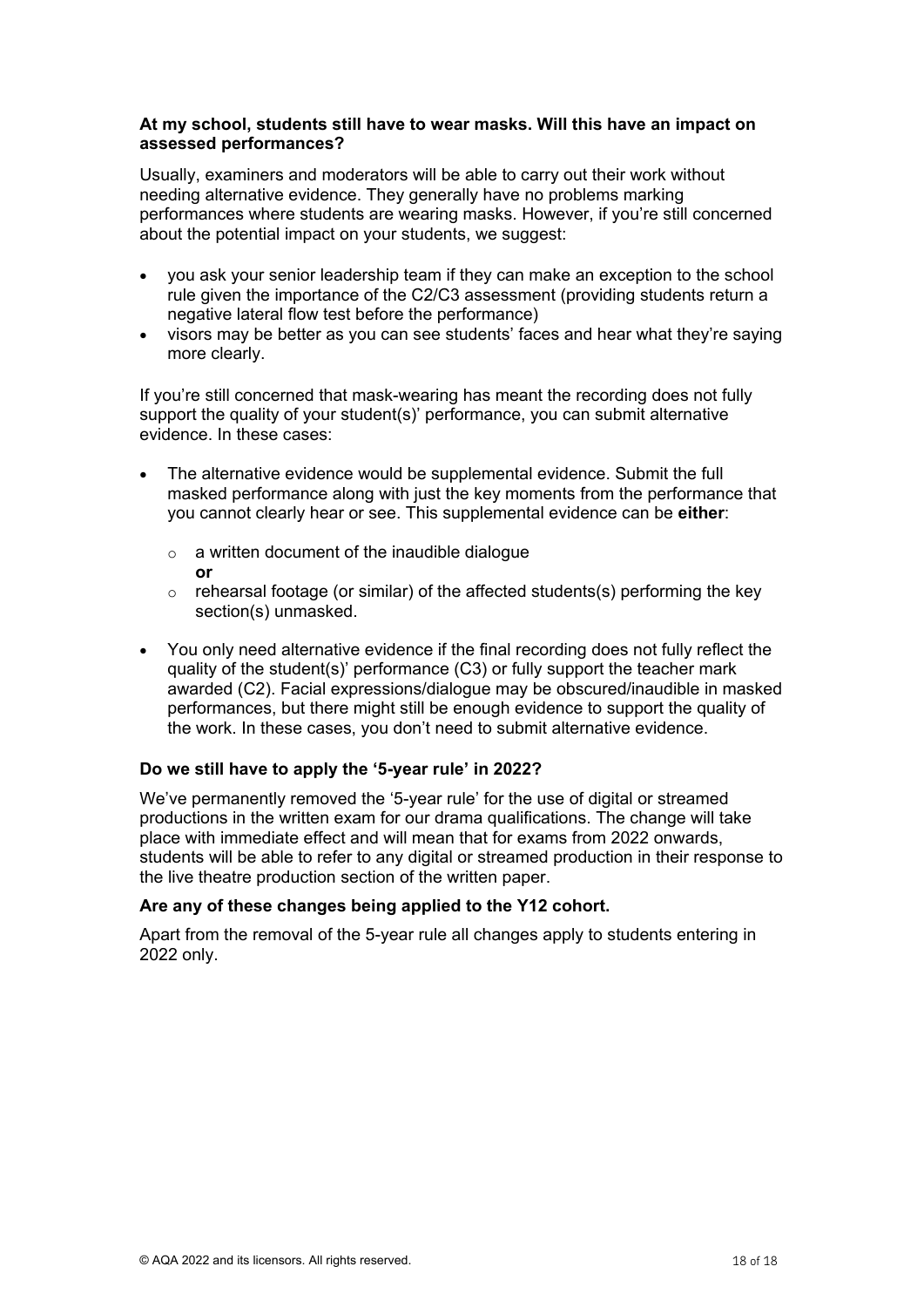**At my school, students still have to wear masks. Will this have an impact on assessed performances?**

Usually, examiners and moderators will be able to carry out their work without needing alternative evidence. They generally have no problems marking performances where students are wearing masks. However, if you're still concerned about the potential impact on your students, we suggest:

- you ask your senior leadership team if they can make an exception to the school rule given the importance of the C2/C3 assessment (providing students return a negative lateral flow test before the performance)
- visors may be better as you can see students' faces and hear what they're saying more clearly.

If you're still concerned that mask-wearing has meant the recording does not fully support the quality of your student(s)' performance, you can submit alternative evidence. In these cases:

- The alternative evidence would be supplemental evidence. Submit the full masked performance along with just the key moments from the performance that you cannot clearly hear or see. This supplemental evidence can be **either**:
  - a written document of the inaudible dialogue
    **or**
  - rehearsal footage (or similar) of the affected students(s) performing the key section(s) unmasked.
- You only need alternative evidence if the final recording does not fully reflect the quality of the student(s)' performance (C3) or fully support the teacher mark awarded (C2). Facial expressions/dialogue may be obscured/inaudible in masked performances, but there might still be enough evidence to support the quality of the work. In these cases, you don't need to submit alternative evidence.

**Do we still have to apply the '5-year rule' in 2022?**

We've permanently removed the '5-year rule' for the use of digital or streamed productions in the written exam for our drama qualifications. The change will take place with immediate effect and will mean that for exams from 2022 onwards, students will be able to refer to any digital or streamed production in their response to the live theatre production section of the written paper.

**Are any of these changes being applied to the Y12 cohort.**

Apart from the removal of the 5-year rule all changes apply to students entering in 2022 only.

© AQA 2022 and its licensors. All rights reserved.